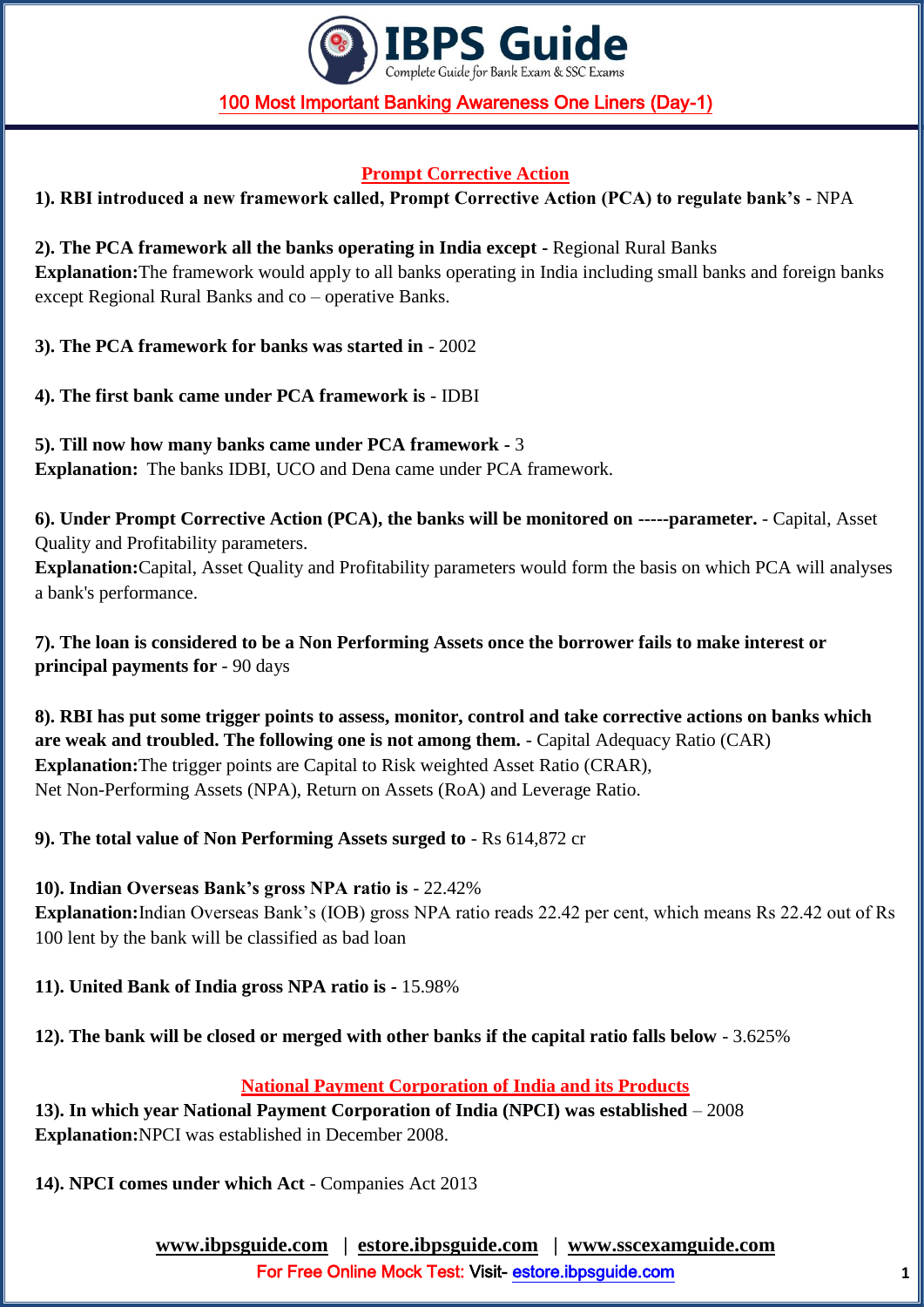# 100 Most Important Banking Awareness One Liners (Day-1)

## Prompt Corrective Action

**1). RBI introduced a new framework called, Prompt Corrective Action (PCA) to regulate bank's** - NPA

**2). The PCA framework all the banks operating in India except** - Regional Rural Banks
**Explanation:**The framework would apply to all banks operating in India including small banks and foreign banks except Regional Rural Banks and co – operative Banks.

**3). The PCA framework for banks was started in** - 2002

**4). The first bank came under PCA framework is** - IDBI

**5). Till now how many banks came under PCA framework** - 3
**Explanation:** The banks IDBI, UCO and Dena came under PCA framework.

**6). Under Prompt Corrective Action (PCA), the banks will be monitored on -----parameter.** - Capital, Asset Quality and Profitability parameters.
**Explanation:**Capital, Asset Quality and Profitability parameters would form the basis on which PCA will analyses a bank's performance.

**7). The loan is considered to be a Non Performing Assets once the borrower fails to make interest or principal payments for** - 90 days

**8). RBI has put some trigger points to assess, monitor, control and take corrective actions on banks which are weak and troubled. The following one is not among them.** - Capital Adequacy Ratio (CAR)
**Explanation:**The trigger points are Capital to Risk weighted Asset Ratio (CRAR),
Net Non-Performing Assets (NPA), Return on Assets (RoA) and Leverage Ratio.

**9). The total value of Non Performing Assets surged to** - Rs 614,872 cr

**10). Indian Overseas Bank's gross NPA ratio is** - 22.42%
**Explanation:**Indian Overseas Bank's (IOB) gross NPA ratio reads 22.42 per cent, which means Rs 22.42 out of Rs 100 lent by the bank will be classified as bad loan

**11). United Bank of India gross NPA ratio is** - 15.98%

**12). The bank will be closed or merged with other banks if the capital ratio falls below** - 3.625%

## National Payment Corporation of India and its Products

**13). In which year National Payment Corporation of India (NPCI) was established** – 2008
**Explanation:**NPCI was established in December 2008.

**14). NPCI comes under which Act** - Companies Act 2013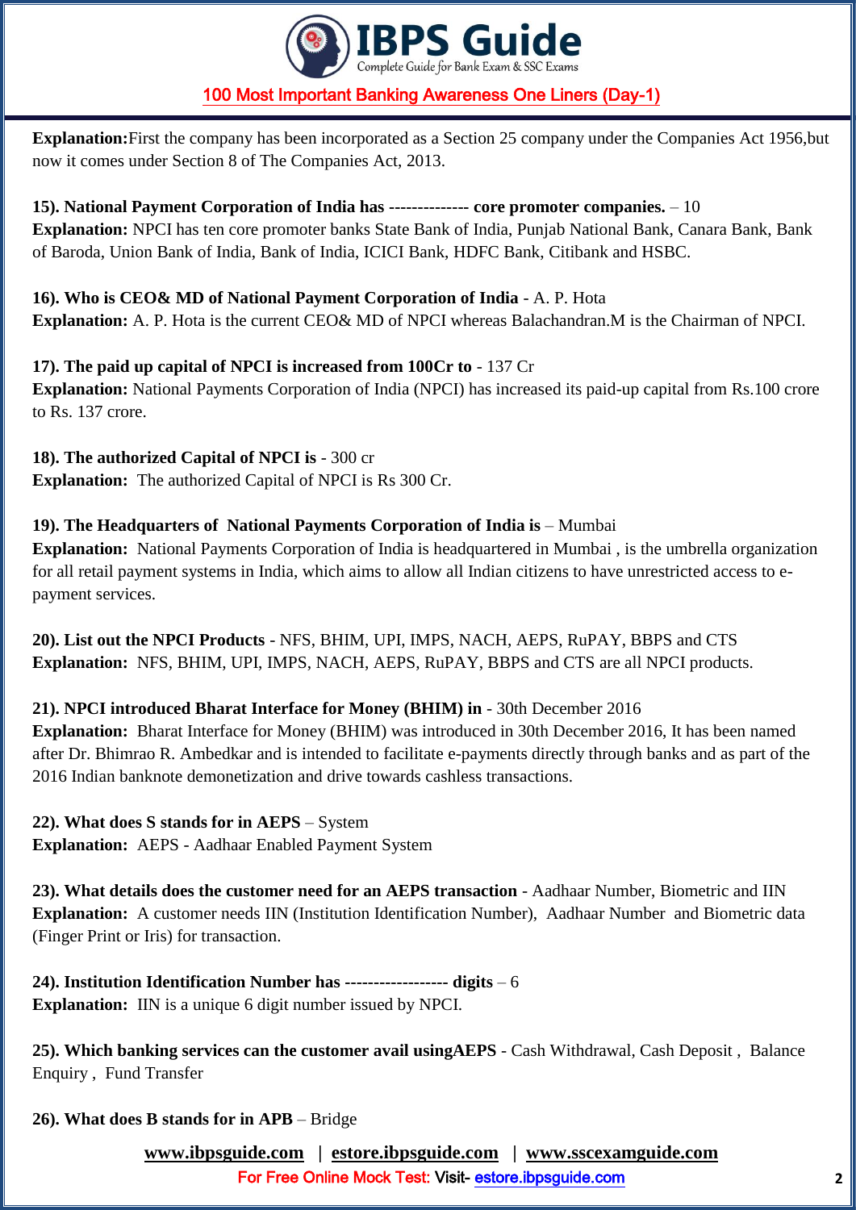**Explanation:**First the company has been incorporated as a Section 25 company under the Companies Act 1956,but now it comes under Section 8 of The Companies Act, 2013.

**15). National Payment Corporation of India has ------------- core promoter companies.** – 10
**Explanation:** NPCI has ten core promoter banks State Bank of India, Punjab National Bank, Canara Bank, Bank of Baroda, Union Bank of India, Bank of India, ICICI Bank, HDFC Bank, Citibank and HSBC.

**16). Who is CEO& MD of National Payment Corporation of India** - A. P. Hota
**Explanation:** A. P. Hota is the current CEO& MD of NPCI whereas Balachandran.M is the Chairman of NPCI.

**17). The paid up capital of NPCI is increased from 100Cr to** - 137 Cr
**Explanation:** National Payments Corporation of India (NPCI) has increased its paid-up capital from Rs.100 crore to Rs. 137 crore.

**18). The authorized Capital of NPCI is** - 300 cr
**Explanation:** The authorized Capital of NPCI is Rs 300 Cr.

**19). The Headquarters of National Payments Corporation of India is** – Mumbai
**Explanation:** National Payments Corporation of India is headquartered in Mumbai , is the umbrella organization for all retail payment systems in India, which aims to allow all Indian citizens to have unrestricted access to e-payment services.

**20). List out the NPCI Products** - NFS, BHIM, UPI, IMPS, NACH, AEPS, RuPAY, BBPS and CTS
**Explanation:** NFS, BHIM, UPI, IMPS, NACH, AEPS, RuPAY, BBPS and CTS are all NPCI products.

**21). NPCI introduced Bharat Interface for Money (BHIM) in** - 30th December 2016
**Explanation:** Bharat Interface for Money (BHIM) was introduced in 30th December 2016, It has been named after Dr. Bhimrao R. Ambedkar and is intended to facilitate e-payments directly through banks and as part of the 2016 Indian banknote demonetization and drive towards cashless transactions.

**22). What does S stands for in AEPS** – System
**Explanation:** AEPS - Aadhaar Enabled Payment System

**23). What details does the customer need for an AEPS transaction** - Aadhaar Number, Biometric and IIN
**Explanation:** A customer needs IIN (Institution Identification Number), Aadhaar Number and Biometric data (Finger Print or Iris) for transaction.

**24). Institution Identification Number has ----------------- digits** – 6
**Explanation:** IIN is a unique 6 digit number issued by NPCI.

**25). Which banking services can the customer avail usingAEPS** - Cash Withdrawal, Cash Deposit , Balance Enquiry , Fund Transfer

**26). What does B stands for in APB** – Bridge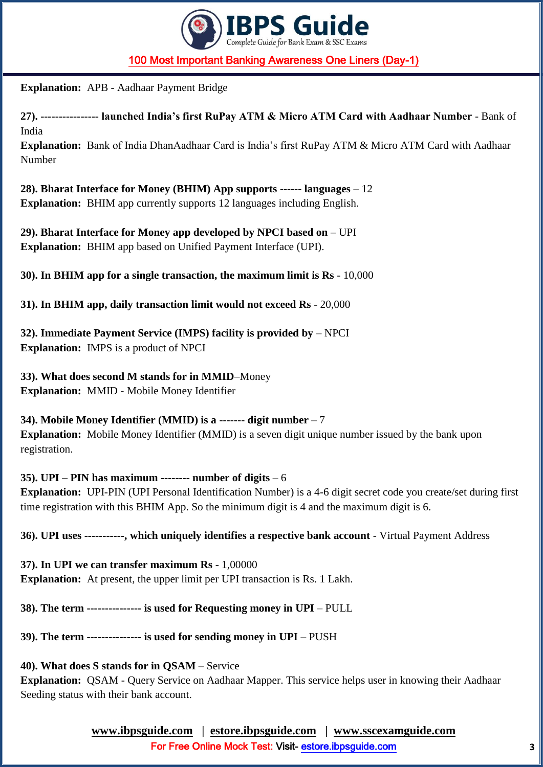**Explanation:** APB - Aadhaar Payment Bridge

**27). ---------------- launched India's first RuPay ATM & Micro ATM Card with Aadhaar Number** - Bank of India
**Explanation:** Bank of India DhanAadhaar Card is India's first RuPay ATM & Micro ATM Card with Aadhaar Number

**28). Bharat Interface for Money (BHIM) App supports ------ languages** – 12
**Explanation:** BHIM app currently supports 12 languages including English.

**29). Bharat Interface for Money app developed by NPCI based on** – UPI
**Explanation:** BHIM app based on Unified Payment Interface (UPI).

**30). In BHIM app for a single transaction, the maximum limit is Rs** - 10,000

**31). In BHIM app, daily transaction limit would not exceed Rs** - 20,000

**32). Immediate Payment Service (IMPS) facility is provided by** – NPCI
**Explanation:** IMPS is a product of NPCI

**33). What does second M stands for in MMID**–Money
**Explanation:** MMID - Mobile Money Identifier

**34). Mobile Money Identifier (MMID) is a ------- digit number** – 7
**Explanation:** Mobile Money Identifier (MMID) is a seven digit unique number issued by the bank upon registration.

**35). UPI – PIN has maximum -------- number of digits** – 6
**Explanation:** UPI-PIN (UPI Personal Identification Number) is a 4-6 digit secret code you create/set during first time registration with this BHIM App. So the minimum digit is 4 and the maximum digit is 6.

**36). UPI uses -----------, which uniquely identifies a respective bank account** - Virtual Payment Address

**37). In UPI we can transfer maximum Rs** - 1,00000
**Explanation:** At present, the upper limit per UPI transaction is Rs. 1 Lakh.

**38). The term --------------- is used for Requesting money in UPI** – PULL

**39). The term --------------- is used for sending money in UPI** – PUSH

**40). What does S stands for in QSAM** – Service
**Explanation:** QSAM - Query Service on Aadhaar Mapper. This service helps user in knowing their Aadhaar Seeding status with their bank account.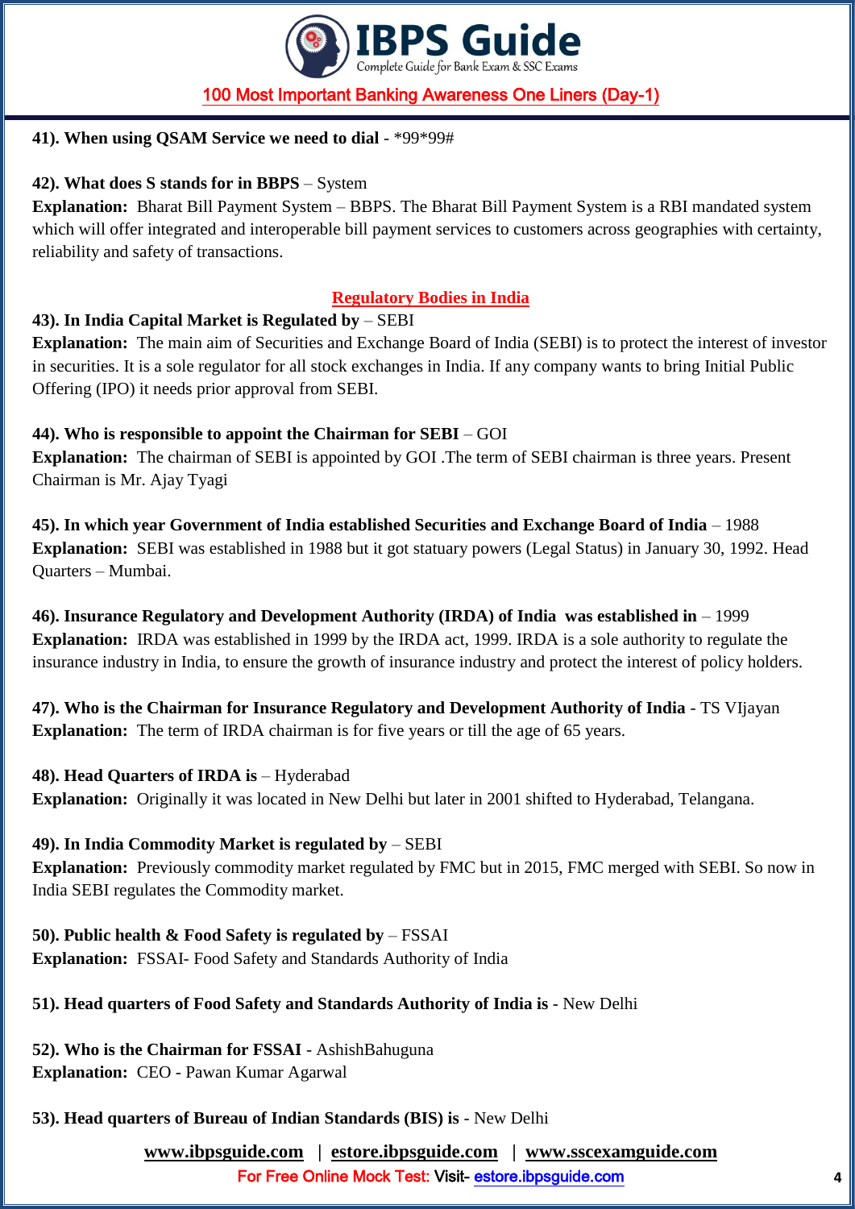**41). When using QSAM Service we need to dial** - *99*99#

**42). What does S stands for in BBPS** – System

**Explanation:** Bharat Bill Payment System – BBPS. The Bharat Bill Payment System is a RBI mandated system which will offer integrated and interoperable bill payment services to customers across geographies with certainty, reliability and safety of transactions.

## Regulatory Bodies in India

**43). In India Capital Market is Regulated by** – SEBI

**Explanation:** The main aim of Securities and Exchange Board of India (SEBI) is to protect the interest of investor in securities. It is a sole regulator for all stock exchanges in India. If any company wants to bring Initial Public Offering (IPO) it needs prior approval from SEBI.

**44). Who is responsible to appoint the Chairman for SEBI** – GOI

**Explanation:** The chairman of SEBI is appointed by GOI .The term of SEBI chairman is three years. Present Chairman is Mr. Ajay Tyagi

**45). In which year Government of India established Securities and Exchange Board of India** – 1988

**Explanation:** SEBI was established in 1988 but it got statuary powers (Legal Status) in January 30, 1992. Head Quarters – Mumbai.

**46). Insurance Regulatory and Development Authority (IRDA) of India was established in** – 1999

**Explanation:** IRDA was established in 1999 by the IRDA act, 1999. IRDA is a sole authority to regulate the insurance industry in India, to ensure the growth of insurance industry and protect the interest of policy holders.

**47). Who is the Chairman for Insurance Regulatory and Development Authority of India** - TS VIjayan

**Explanation:** The term of IRDA chairman is for five years or till the age of 65 years.

**48). Head Quarters of IRDA is** – Hyderabad

**Explanation:** Originally it was located in New Delhi but later in 2001 shifted to Hyderabad, Telangana.

**49). In India Commodity Market is regulated by** – SEBI

**Explanation:** Previously commodity market regulated by FMC but in 2015, FMC merged with SEBI. So now in India SEBI regulates the Commodity market.

**50). Public health & Food Safety is regulated by** – FSSAI

**Explanation:** FSSAI- Food Safety and Standards Authority of India

**51). Head quarters of Food Safety and Standards Authority of India is** - New Delhi

**52). Who is the Chairman for FSSAI** - AshishBahuguna

**Explanation:** CEO - Pawan Kumar Agarwal

**53). Head quarters of Bureau of Indian Standards (BIS) is** - New Delhi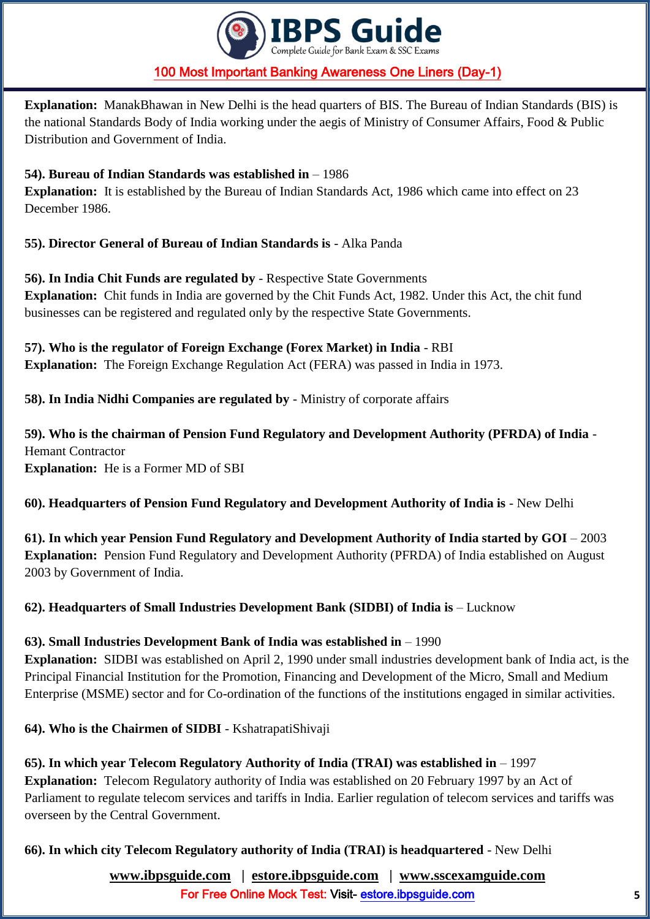**Explanation:** ManakBhawan in New Delhi is the head quarters of BIS. The Bureau of Indian Standards (BIS) is the national Standards Body of India working under the aegis of Ministry of Consumer Affairs, Food & Public Distribution and Government of India.

**54). Bureau of Indian Standards was established in** – 1986

**Explanation:** It is established by the Bureau of Indian Standards Act, 1986 which came into effect on 23 December 1986.

**55). Director General of Bureau of Indian Standards is** - Alka Panda

**56). In India Chit Funds are regulated by** - Respective State Governments

**Explanation:** Chit funds in India are governed by the Chit Funds Act, 1982. Under this Act, the chit fund businesses can be registered and regulated only by the respective State Governments.

**57). Who is the regulator of Foreign Exchange (Forex Market) in India** - RBI

**Explanation:** The Foreign Exchange Regulation Act (FERA) was passed in India in 1973.

**58). In India Nidhi Companies are regulated by** - Ministry of corporate affairs

**59). Who is the chairman of Pension Fund Regulatory and Development Authority (PFRDA) of India** - Hemant Contractor

**Explanation:** He is a Former MD of SBI

**60). Headquarters of Pension Fund Regulatory and Development Authority of India is** - New Delhi

**61). In which year Pension Fund Regulatory and Development Authority of India started by GOI** – 2003

**Explanation:** Pension Fund Regulatory and Development Authority (PFRDA) of India established on August 2003 by Government of India.

**62). Headquarters of Small Industries Development Bank (SIDBI) of India is** – Lucknow

**63). Small Industries Development Bank of India was established in** – 1990

**Explanation:** SIDBI was established on April 2, 1990 under small industries development bank of India act, is the Principal Financial Institution for the Promotion, Financing and Development of the Micro, Small and Medium Enterprise (MSME) sector and for Co-ordination of the functions of the institutions engaged in similar activities.

**64). Who is the Chairmen of SIDBI** - KshatrapatiShivaji

**65). In which year Telecom Regulatory Authority of India (TRAI) was established in** – 1997

**Explanation:** Telecom Regulatory authority of India was established on 20 February 1997 by an Act of Parliament to regulate telecom services and tariffs in India. Earlier regulation of telecom services and tariffs was overseen by the Central Government.

**66). In which city Telecom Regulatory authority of India (TRAI) is headquartered** - New Delhi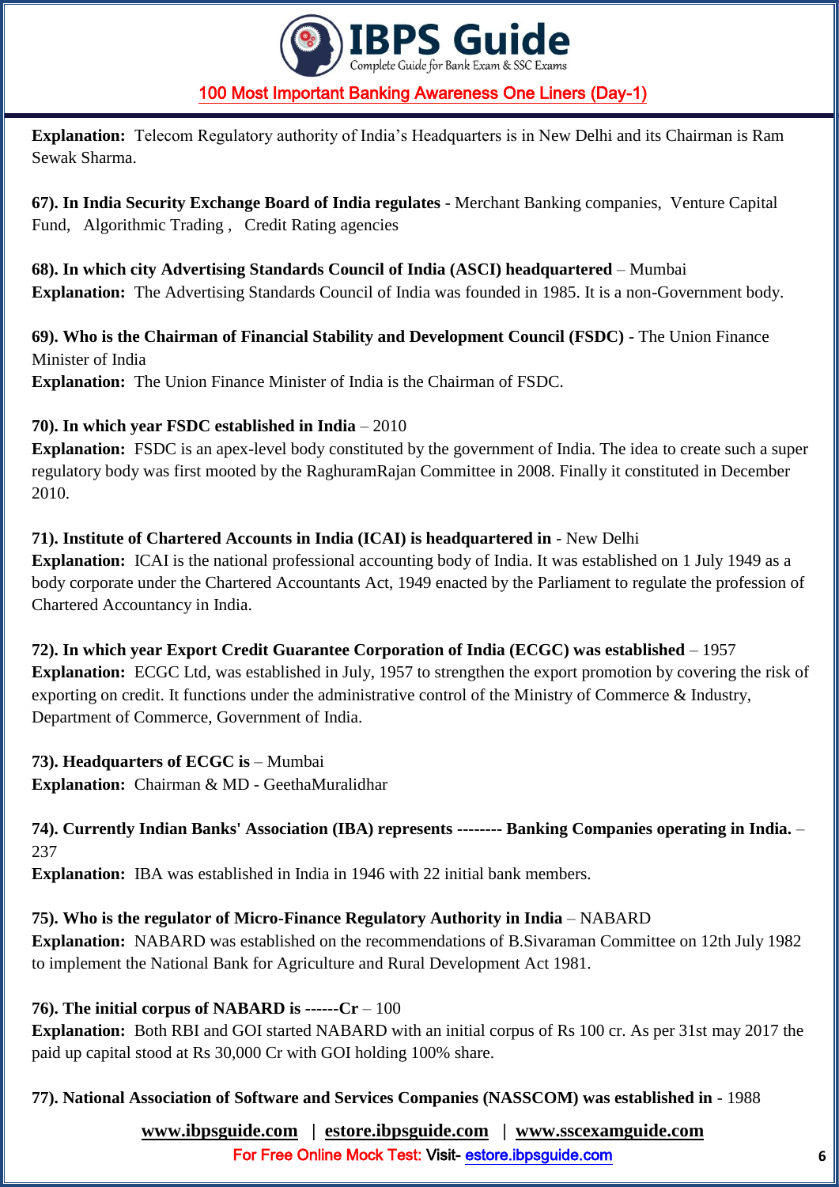**Explanation:** Telecom Regulatory authority of India's Headquarters is in New Delhi and its Chairman is Ram Sewak Sharma.

**67). In India Security Exchange Board of India regulates** - Merchant Banking companies, Venture Capital Fund, Algorithmic Trading , Credit Rating agencies

**68). In which city Advertising Standards Council of India (ASCI) headquartered** – Mumbai
**Explanation:** The Advertising Standards Council of India was founded in 1985. It is a non-Government body.

**69). Who is the Chairman of Financial Stability and Development Council (FSDC)** - The Union Finance Minister of India
**Explanation:** The Union Finance Minister of India is the Chairman of FSDC.

**70). In which year FSDC established in India** – 2010
**Explanation:** FSDC is an apex-level body constituted by the government of India. The idea to create such a super regulatory body was first mooted by the RaghuramRajan Committee in 2008. Finally it constituted in December 2010.

**71). Institute of Chartered Accounts in India (ICAI) is headquartered in** - New Delhi
**Explanation:** ICAI is the national professional accounting body of India. It was established on 1 July 1949 as a body corporate under the Chartered Accountants Act, 1949 enacted by the Parliament to regulate the profession of Chartered Accountancy in India.

**72). In which year Export Credit Guarantee Corporation of India (ECGC) was established** – 1957
**Explanation:** ECGC Ltd, was established in July, 1957 to strengthen the export promotion by covering the risk of exporting on credit. It functions under the administrative control of the Ministry of Commerce & Industry, Department of Commerce, Government of India.

**73). Headquarters of ECGC is** – Mumbai
**Explanation:** Chairman & MD - GeethaMuralidhar

**74). Currently Indian Banks' Association (IBA) represents -------- Banking Companies operating in India.** – 237
**Explanation:** IBA was established in India in 1946 with 22 initial bank members.

**75). Who is the regulator of Micro-Finance Regulatory Authority in India** – NABARD
**Explanation:** NABARD was established on the recommendations of B.Sivaraman Committee on 12th July 1982 to implement the National Bank for Agriculture and Rural Development Act 1981.

**76). The initial corpus of NABARD is ------Cr** – 100
**Explanation:** Both RBI and GOI started NABARD with an initial corpus of Rs 100 cr. As per 31st may 2017 the paid up capital stood at Rs 30,000 Cr with GOI holding 100% share.

**77). National Association of Software and Services Companies (NASSCOM) was established in** - 1988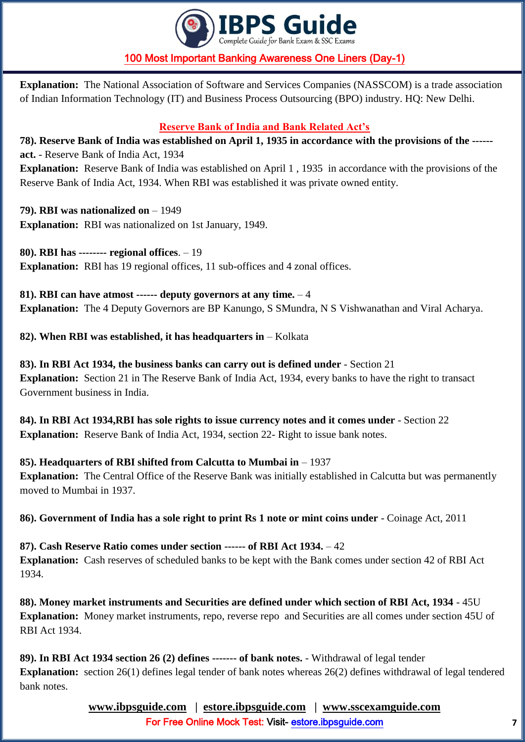**Explanation:** The National Association of Software and Services Companies (NASSCOM) is a trade association of Indian Information Technology (IT) and Business Process Outsourcing (BPO) industry. HQ: New Delhi.

## Reserve Bank of India and Bank Related Act's

**78). Reserve Bank of India was established on April 1, 1935 in accordance with the provisions of the ------ act.** - Reserve Bank of India Act, 1934

**Explanation:** Reserve Bank of India was established on April 1 , 1935 in accordance with the provisions of the Reserve Bank of India Act, 1934. When RBI was established it was private owned entity.

**79). RBI was nationalized on** – 1949

**Explanation:** RBI was nationalized on 1st January, 1949.

**80). RBI has -------- regional offices**. – 19

**Explanation:** RBI has 19 regional offices, 11 sub-offices and 4 zonal offices.

**81). RBI can have atmost ------ deputy governors at any time.** – 4

**Explanation:** The 4 Deputy Governors are BP Kanungo, S SMundra, N S Vishwanathan and Viral Acharya.

**82). When RBI was established, it has headquarters in** – Kolkata

**83). In RBI Act 1934, the business banks can carry out is defined under** - Section 21

**Explanation:** Section 21 in The Reserve Bank of India Act, 1934, every banks to have the right to transact Government business in India.

**84). In RBI Act 1934,RBI has sole rights to issue currency notes and it comes under** - Section 22

**Explanation:** Reserve Bank of India Act, 1934, section 22- Right to issue bank notes.

**85). Headquarters of RBI shifted from Calcutta to Mumbai in** – 1937

**Explanation:** The Central Office of the Reserve Bank was initially established in Calcutta but was permanently moved to Mumbai in 1937.

**86). Government of India has a sole right to print Rs 1 note or mint coins under** - Coinage Act, 2011

**87). Cash Reserve Ratio comes under section ------ of RBI Act 1934.** – 42

**Explanation:** Cash reserves of scheduled banks to be kept with the Bank comes under section 42 of RBI Act 1934.

**88). Money market instruments and Securities are defined under which section of RBI Act, 1934** - 45U

**Explanation:** Money market instruments, repo, reverse repo and Securities are all comes under section 45U of RBI Act 1934.

**89). In RBI Act 1934 section 26 (2) defines ------- of bank notes.** - Withdrawal of legal tender

**Explanation:** section 26(1) defines legal tender of bank notes whereas 26(2) defines withdrawal of legal tendered bank notes.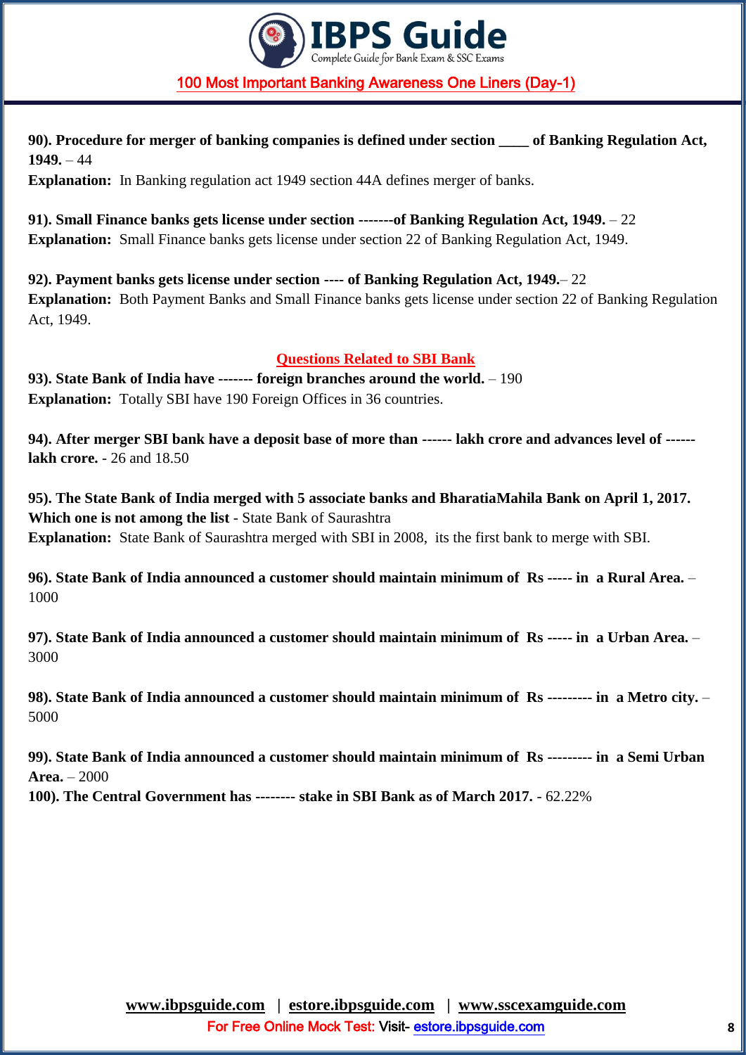**90). Procedure for merger of banking companies is defined under section ____ of Banking Regulation Act, 1949.** – 44

**Explanation:** In Banking regulation act 1949 section 44A defines merger of banks.

**91). Small Finance banks gets license under section -------of Banking Regulation Act, 1949.** – 22

**Explanation:** Small Finance banks gets license under section 22 of Banking Regulation Act, 1949.

**92). Payment banks gets license under section ---- of Banking Regulation Act, 1949.**– 22

**Explanation:** Both Payment Banks and Small Finance banks gets license under section 22 of Banking Regulation Act, 1949.

## Questions Related to SBI Bank

**93). State Bank of India have ------- foreign branches around the world.** – 190

**Explanation:** Totally SBI have 190 Foreign Offices in 36 countries.

**94). After merger SBI bank have a deposit base of more than ------ lakh crore and advances level of ------ lakh crore.** - 26 and 18.50

**95). The State Bank of India merged with 5 associate banks and BharatiaMahila Bank on April 1, 2017. Which one is not among the list** - State Bank of Saurashtra

**Explanation:** State Bank of Saurashtra merged with SBI in 2008, its the first bank to merge with SBI.

**96). State Bank of India announced a customer should maintain minimum of Rs ----- in a Rural Area.** – 1000

**97). State Bank of India announced a customer should maintain minimum of Rs ----- in a Urban Area.** – 3000

**98). State Bank of India announced a customer should maintain minimum of Rs --------- in a Metro city.** – 5000

**99). State Bank of India announced a customer should maintain minimum of Rs --------- in a Semi Urban Area.** – 2000

**100). The Central Government has -------- stake in SBI Bank as of March 2017.** - 62.22%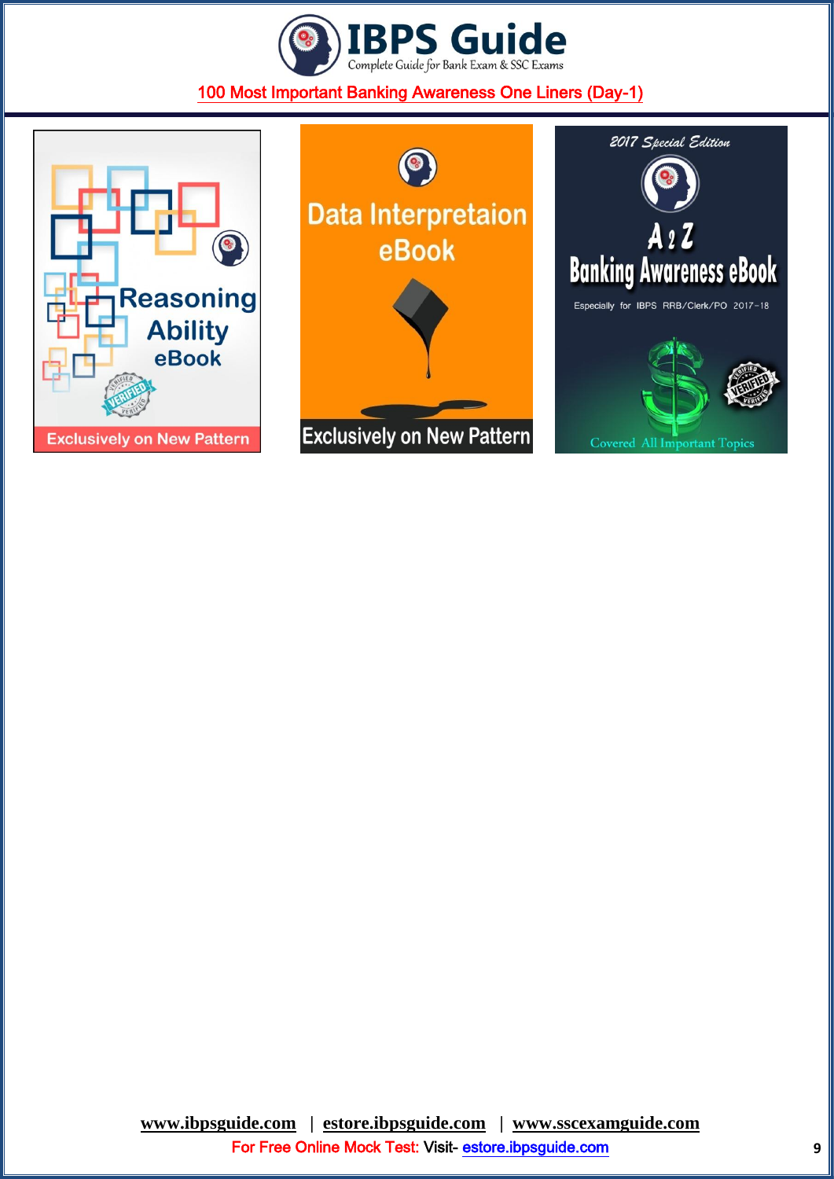Reasoning Ability eBook

Exclusively on New Pattern

Data Interpretaion eBook

Exclusively on New Pattern

2017 Special Edition

A 2 Z

Banking Awareness eBook

Especially for IBPS RRB/Clerk/PO 2017-18

Covered All Important Topics